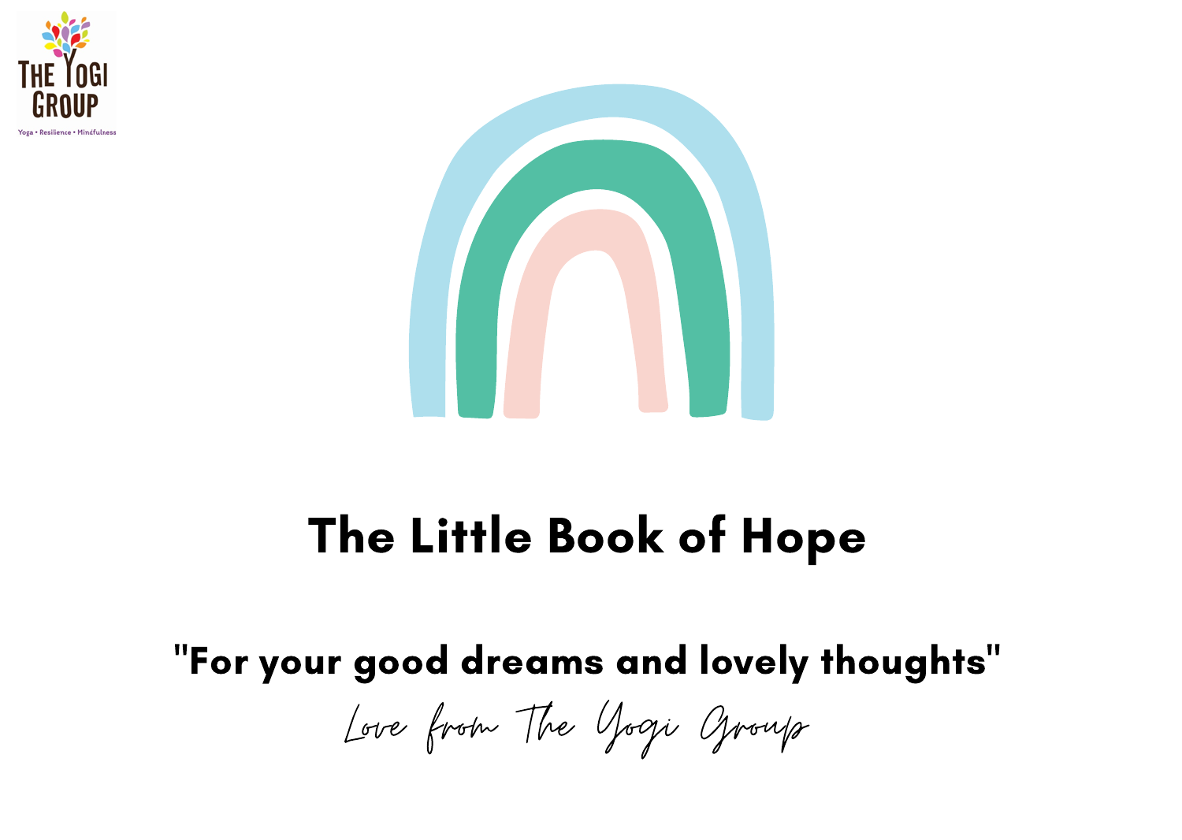THE YOGI GROUP

Yoga • Resilience • Mindfulness

# The Little Book of Hope

## "For your good dreams and lovely thoughts"

*Love from The Yogi Group*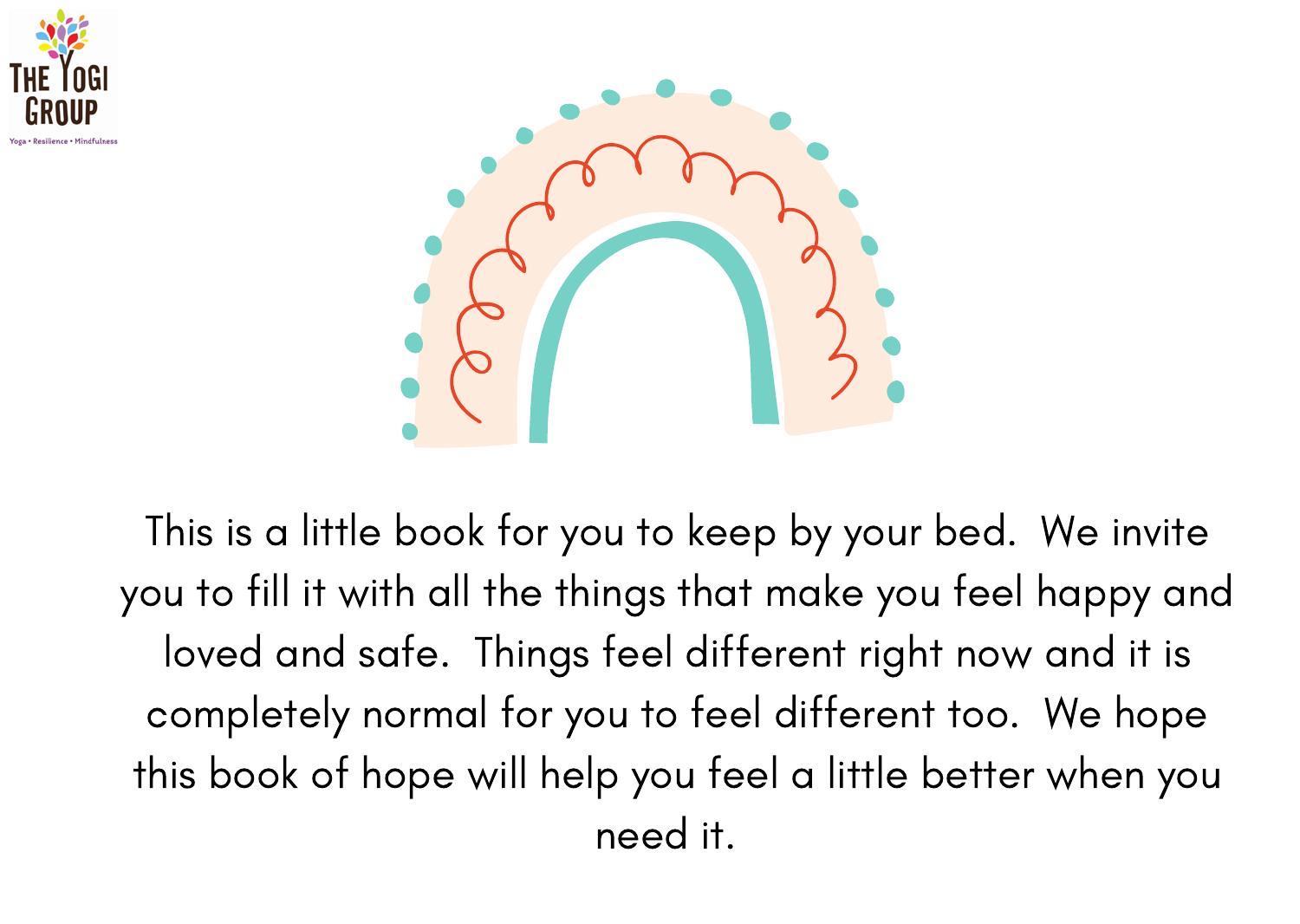This is a little book for you to keep by your bed. We invite you to fill it with all the things that make you feel happy and loved and safe. Things feel different right now and it is completely normal for you to feel different too. We hope this book of hope will help you feel a little better when you need it.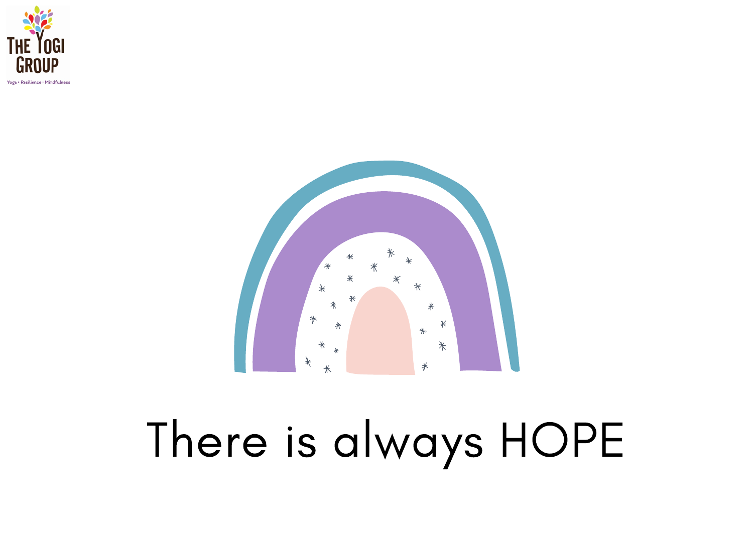There is always HOPE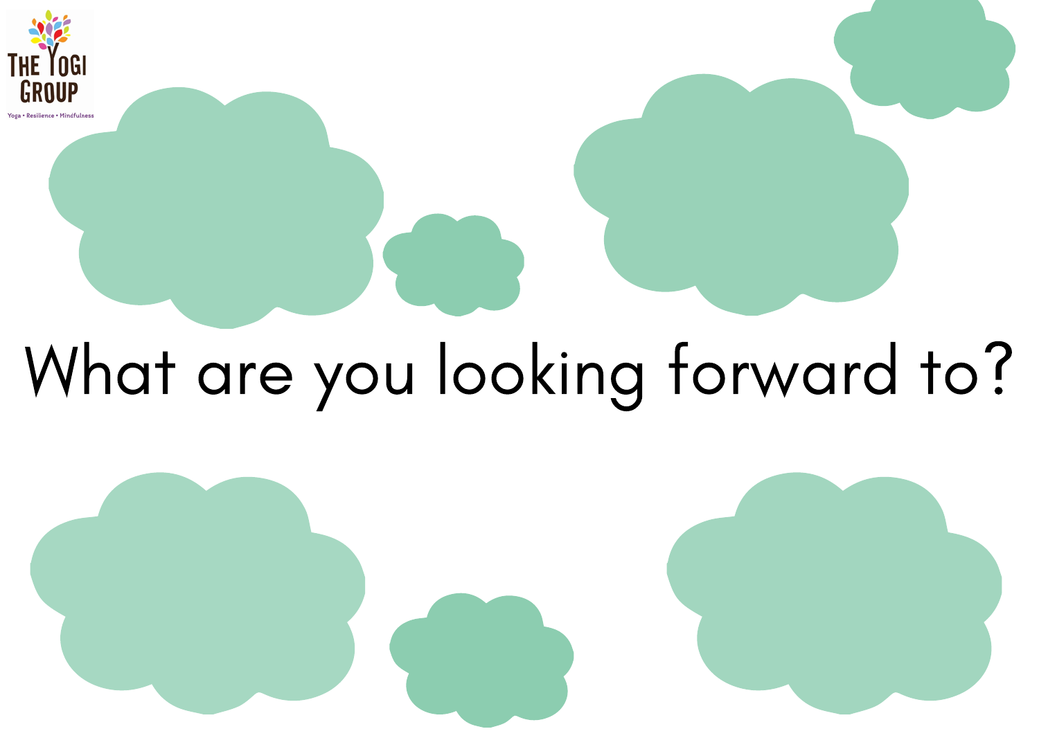THE YOGI GROUP

Yoga • Resilience • Mindfulness

# What are you looking forward to?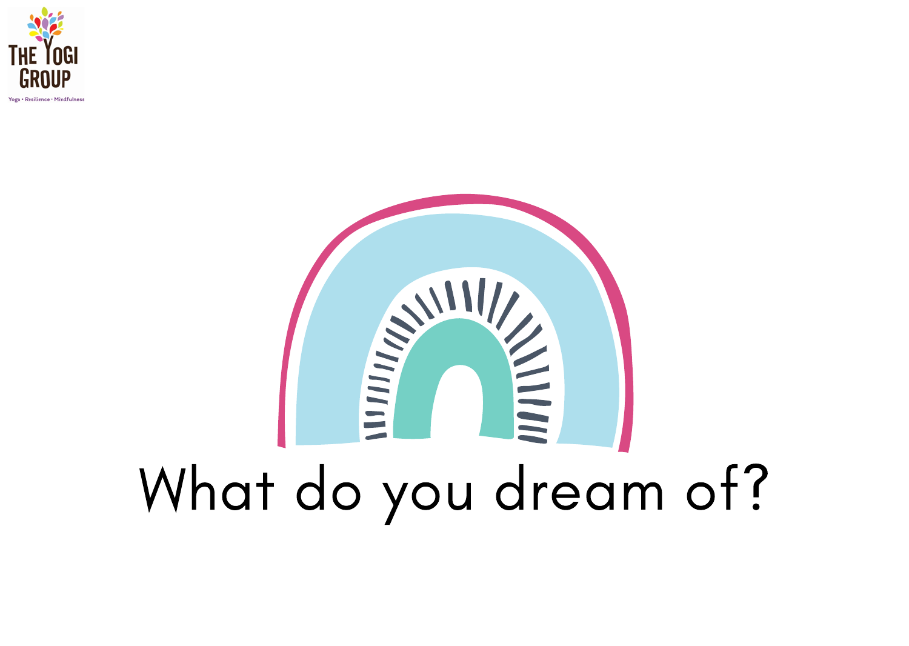What do you dream of?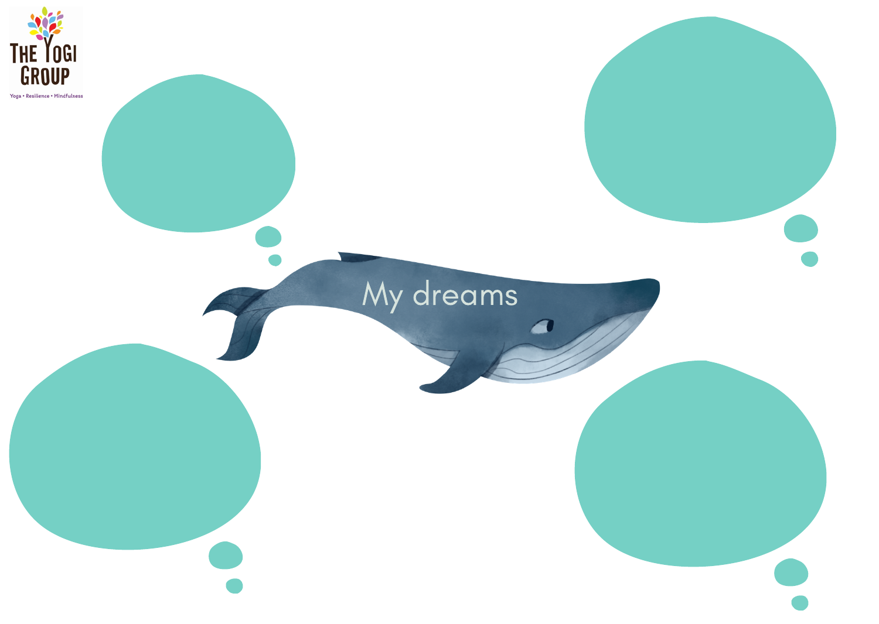My dreams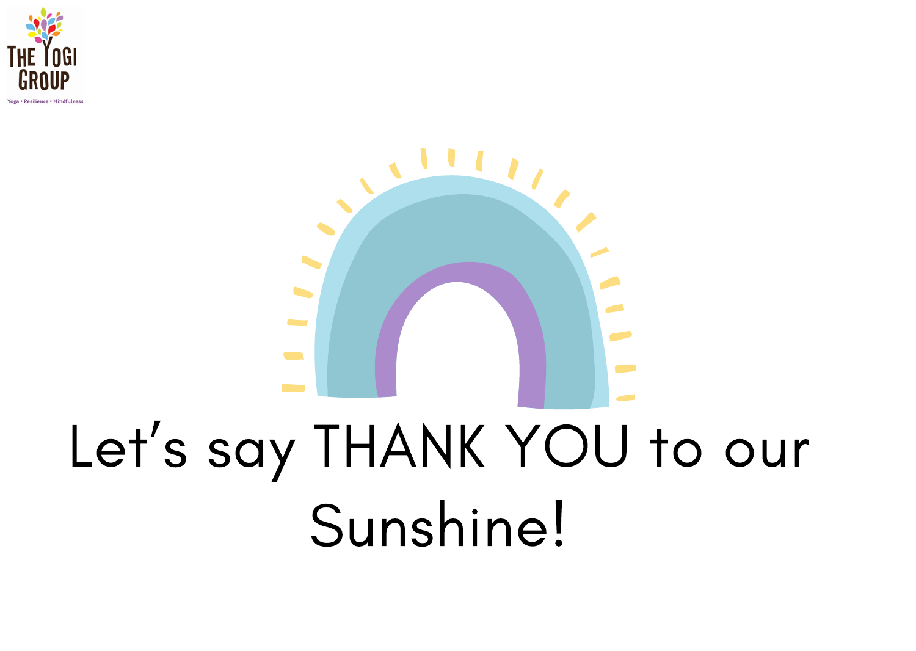Let's say THANK YOU to our Sunshine!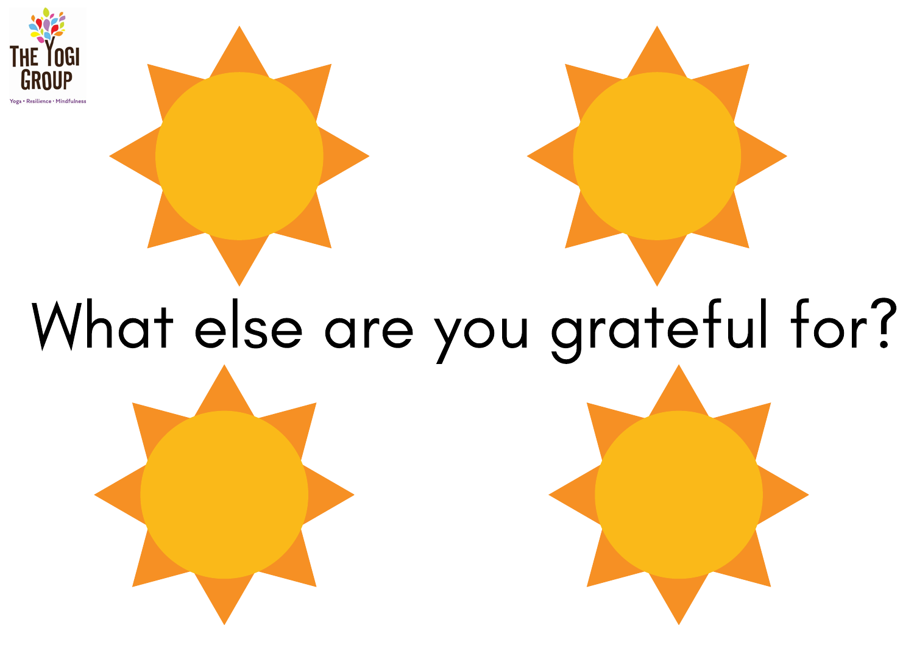What else are you grateful for?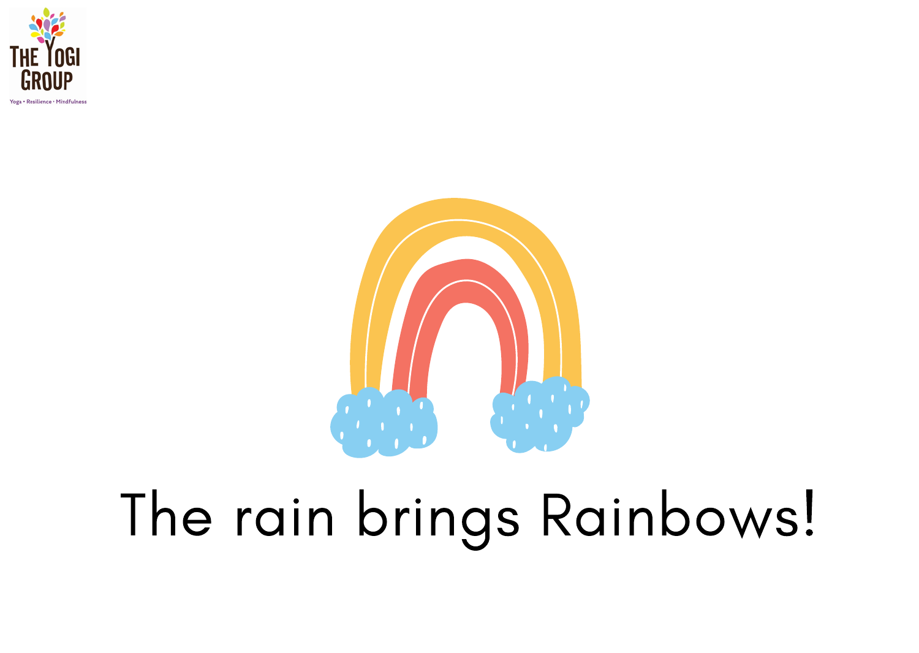The rain brings Rainbows!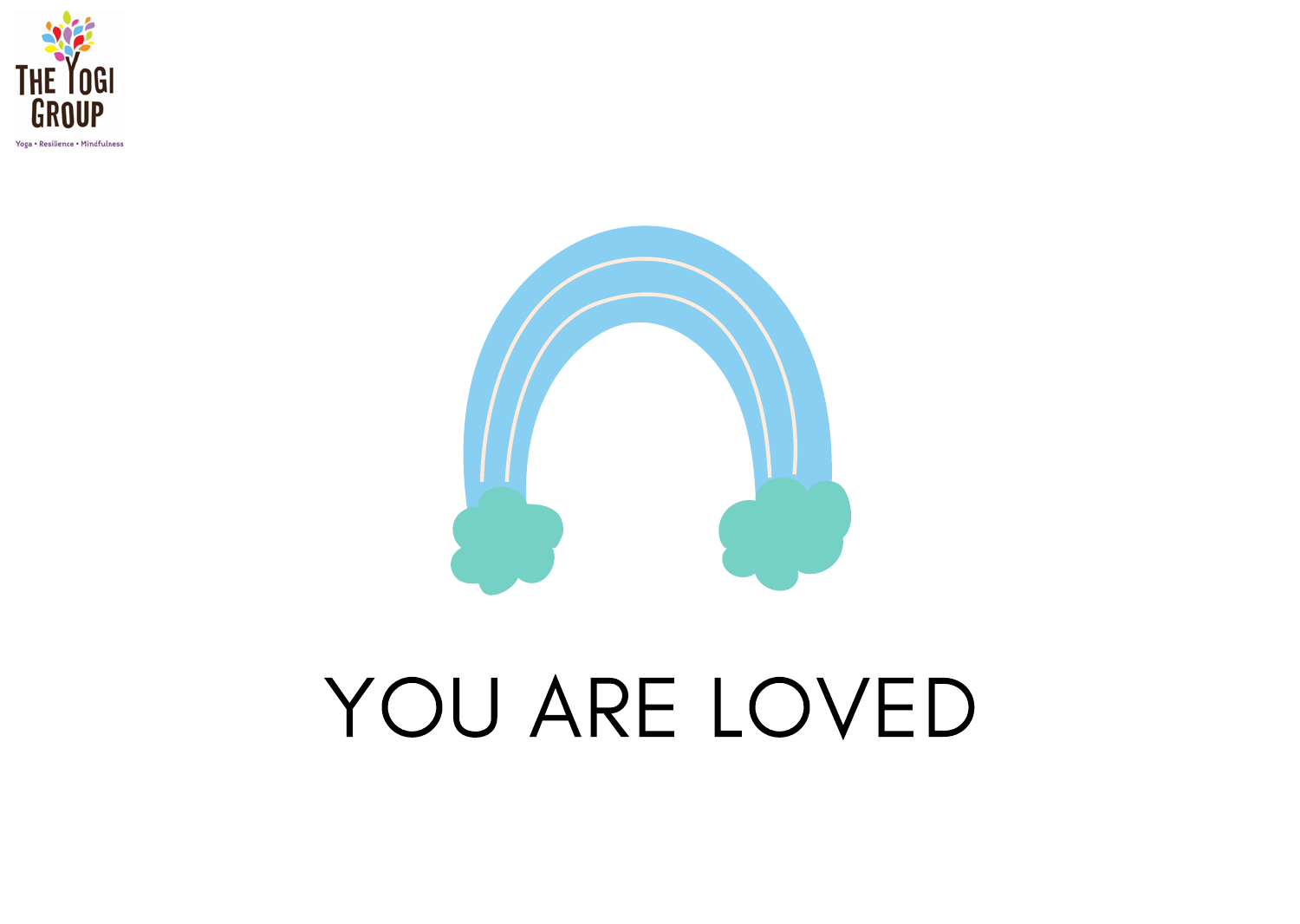# YOU ARE LOVED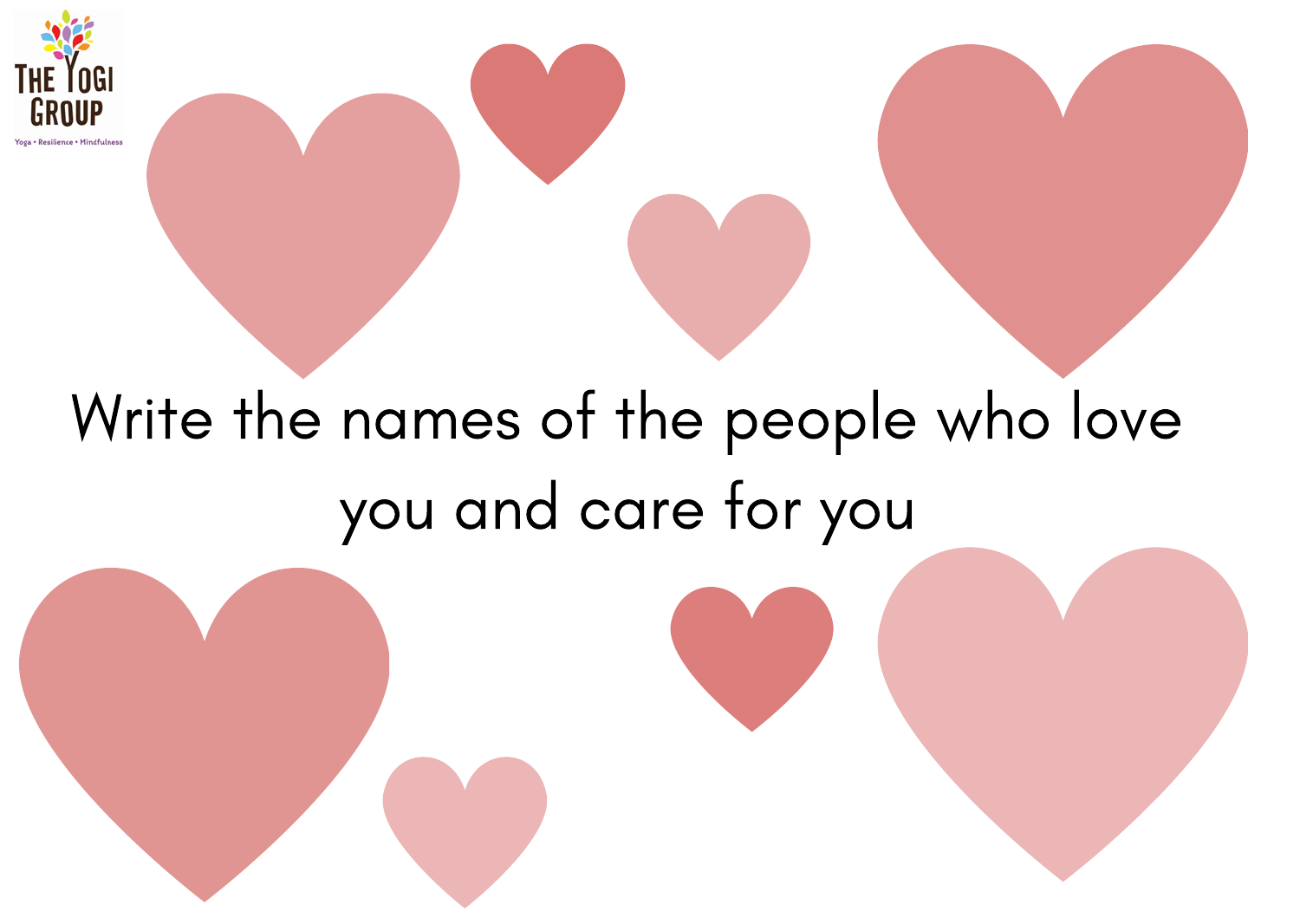THE YOGI GROUP

Yoga • Resilience • Mindfulness

Write the names of the people who love you and care for you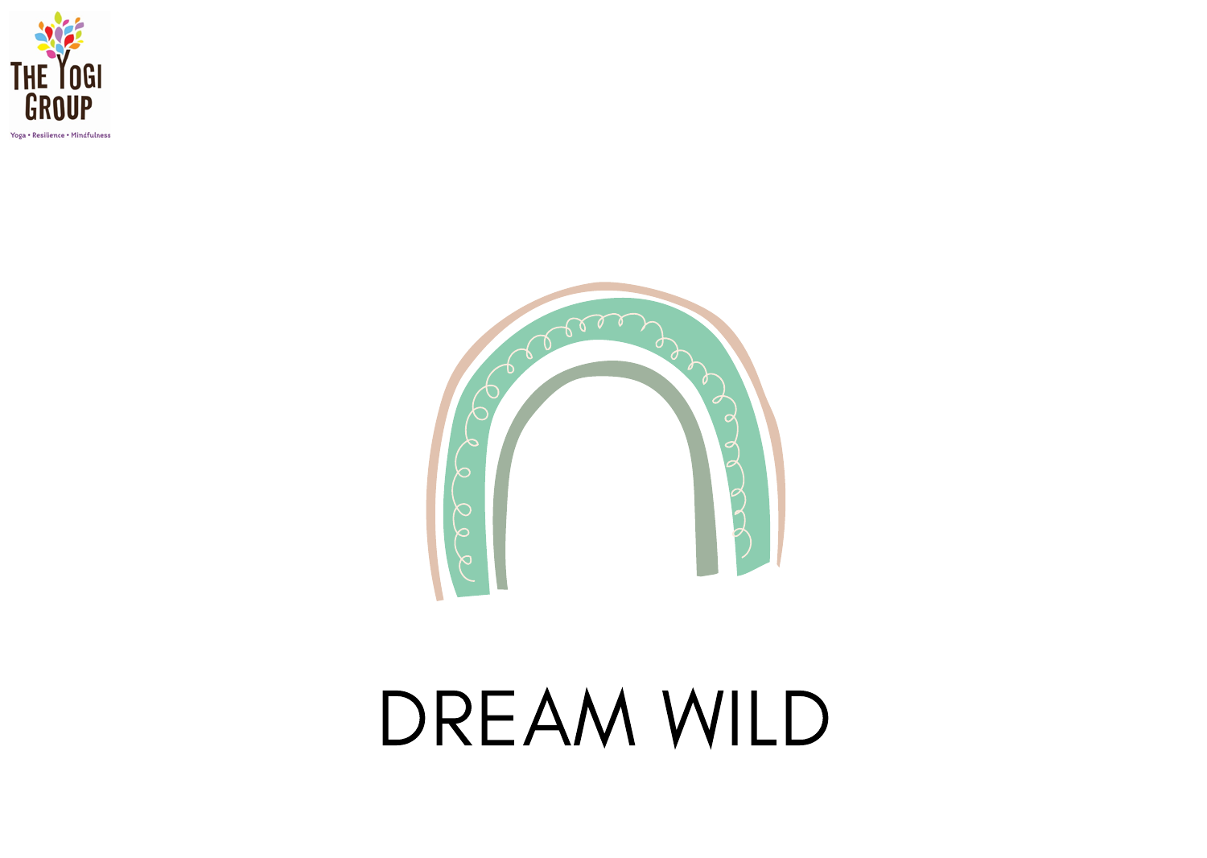# DREAM WILD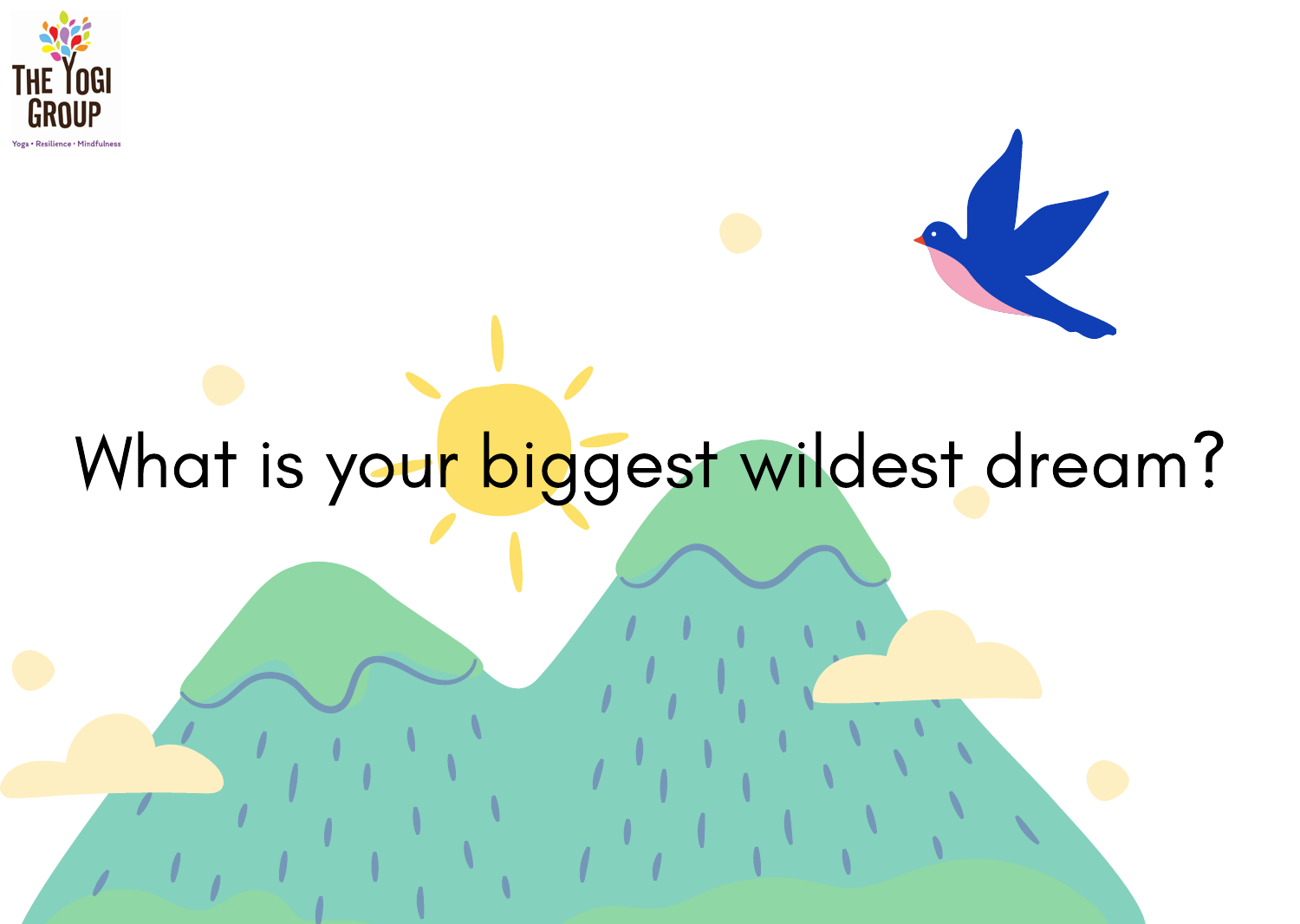What is your biggest wildest dream?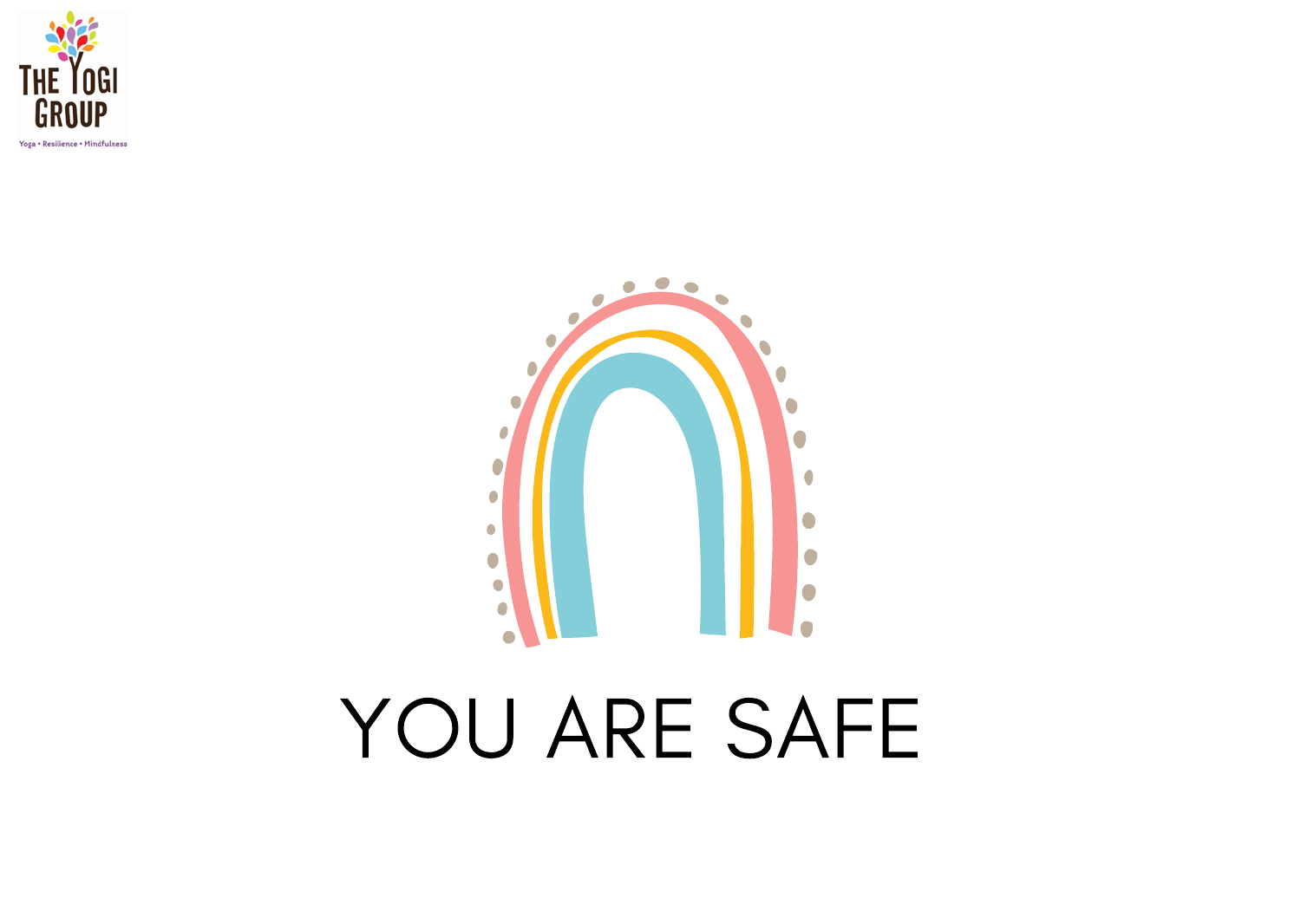# YOU ARE SAFE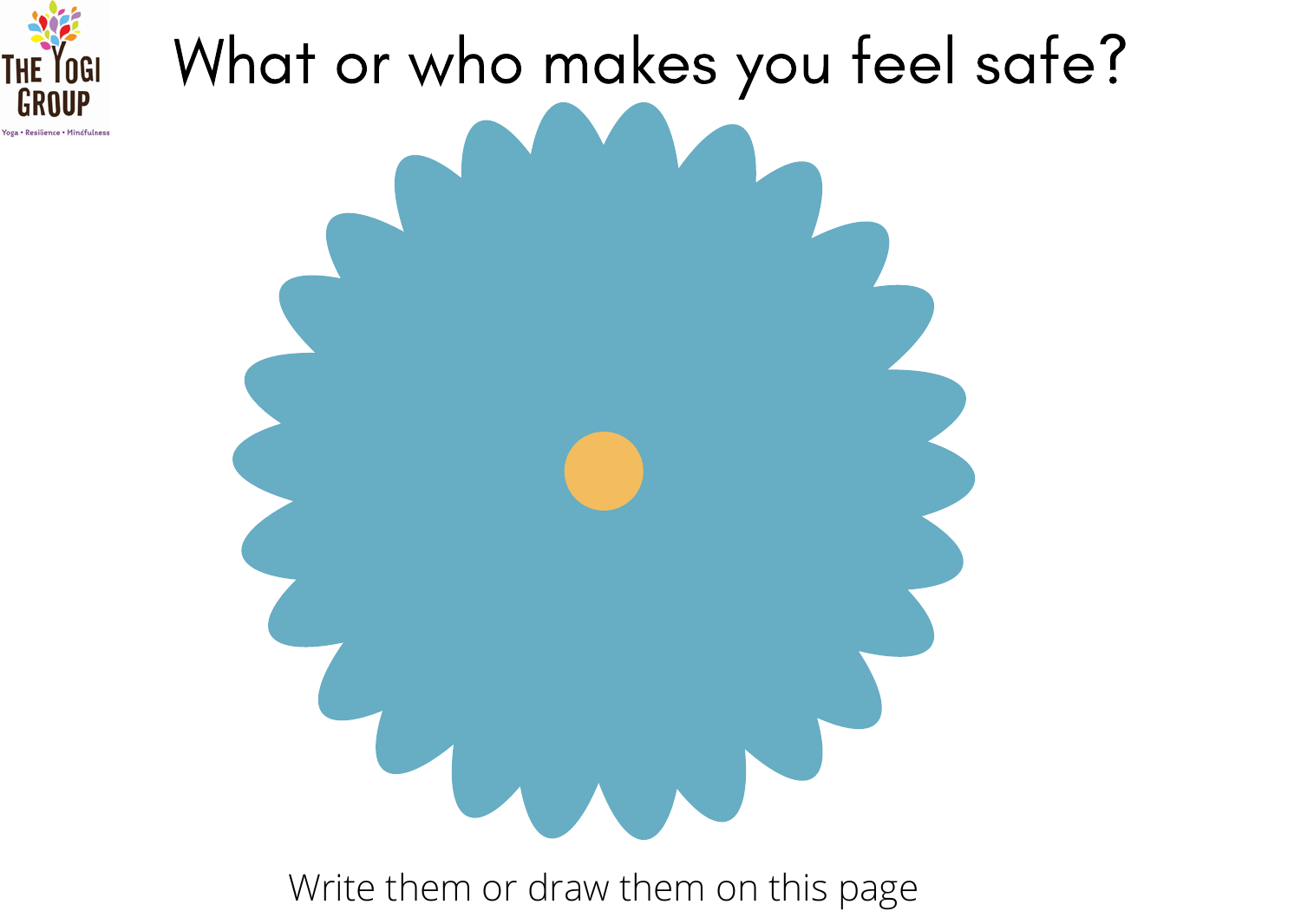# What or who makes you feel safe?

Write them or draw them on this page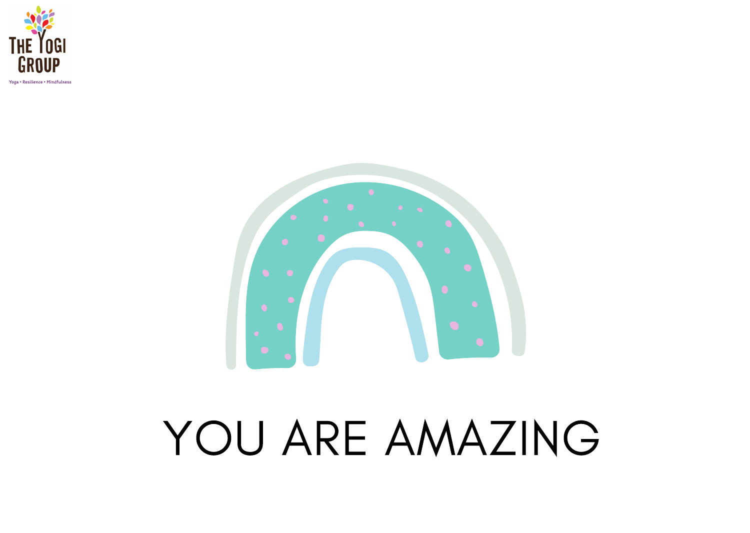THE YOGI GROUP

Yoga • Resilience • Mindfulness

# YOU ARE AMAZING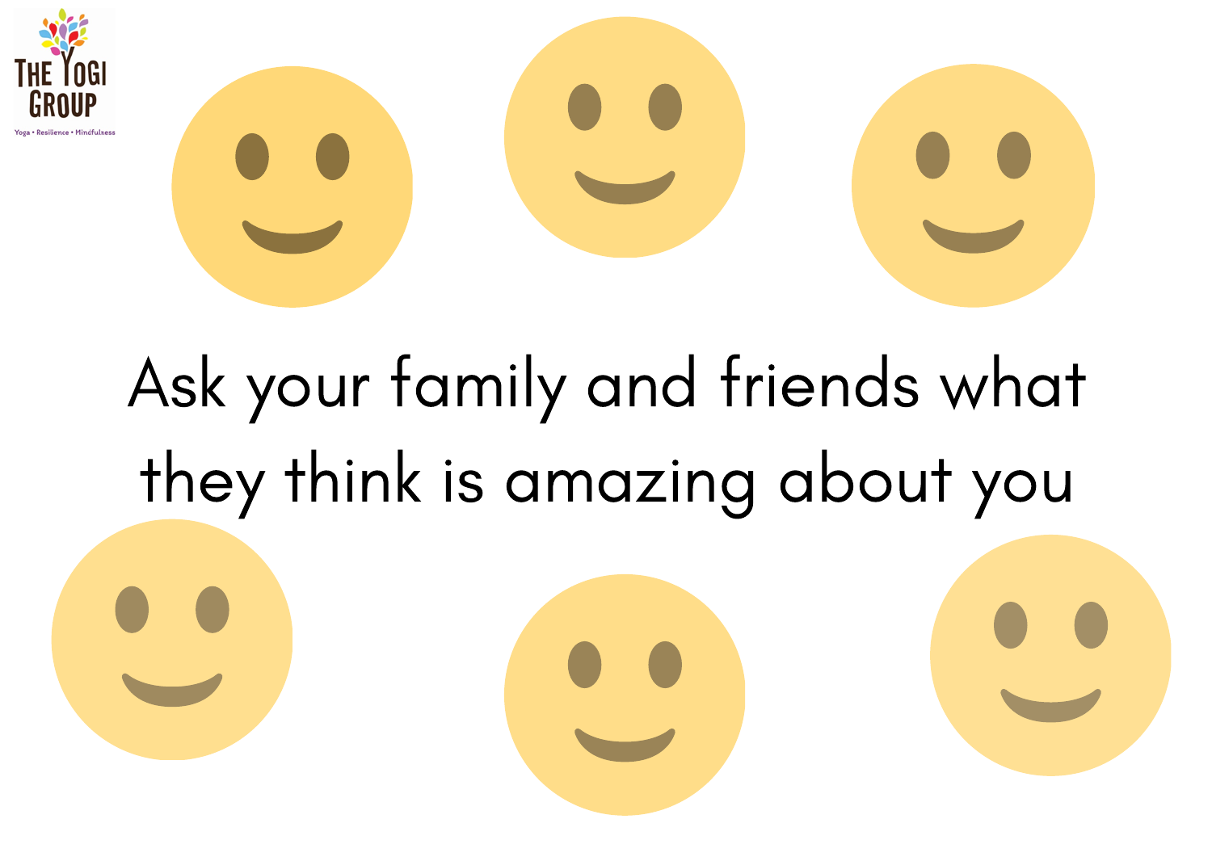Ask your family and friends what they think is amazing about you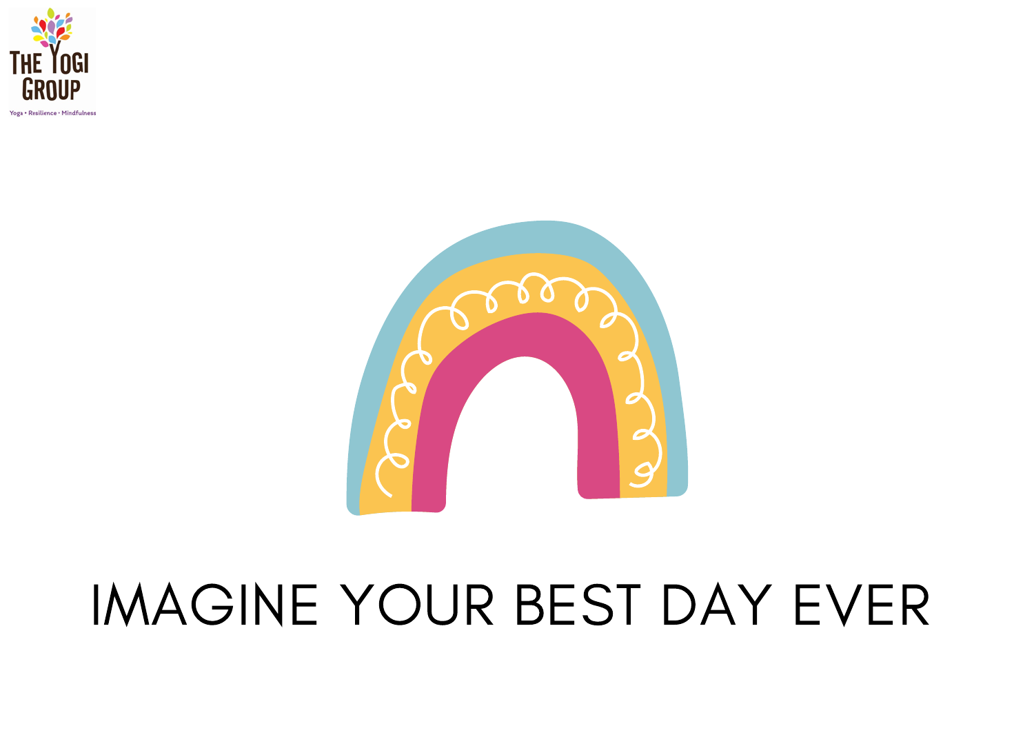IMAGINE YOUR BEST DAY EVER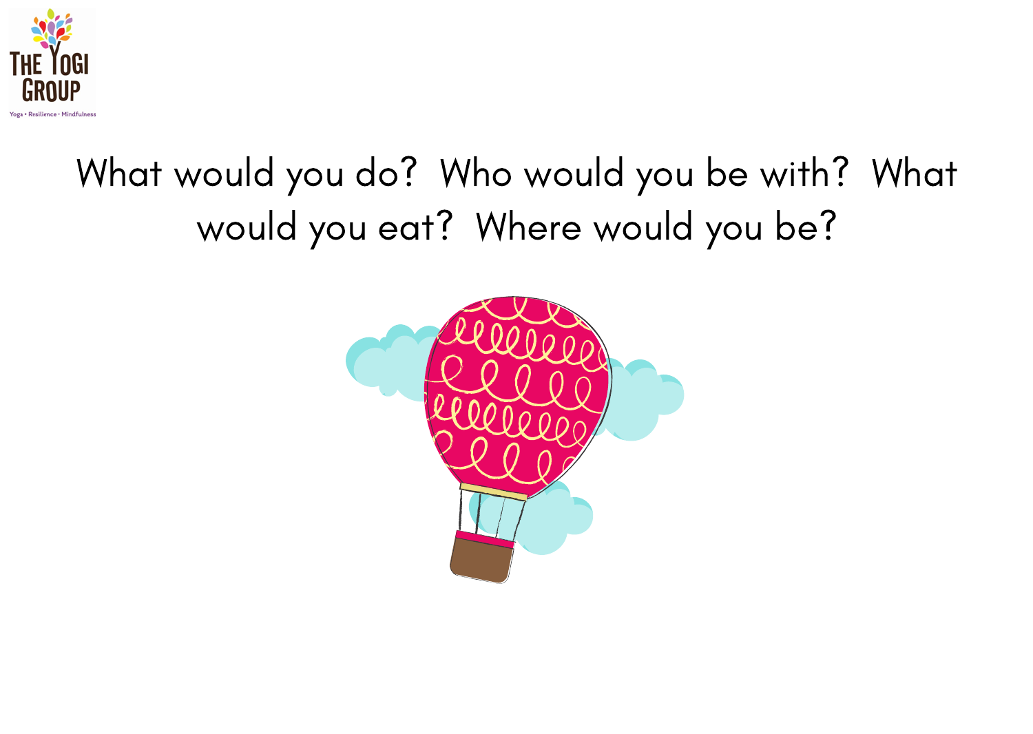What would you do? Who would you be with? What would you eat? Where would you be?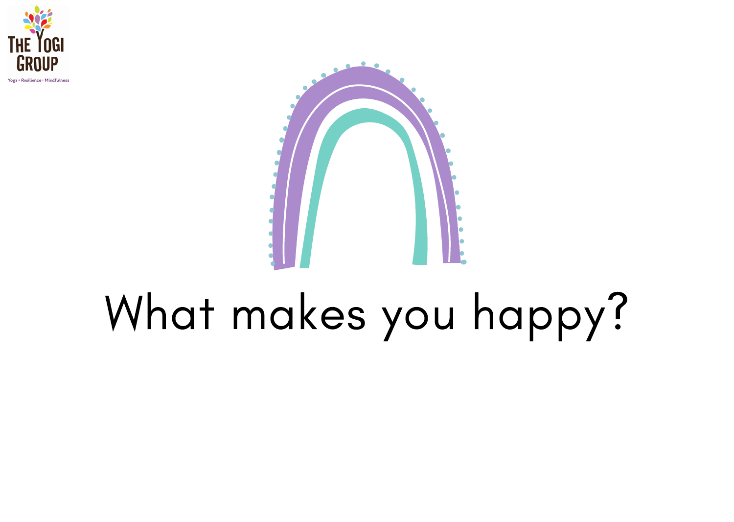What makes you happy?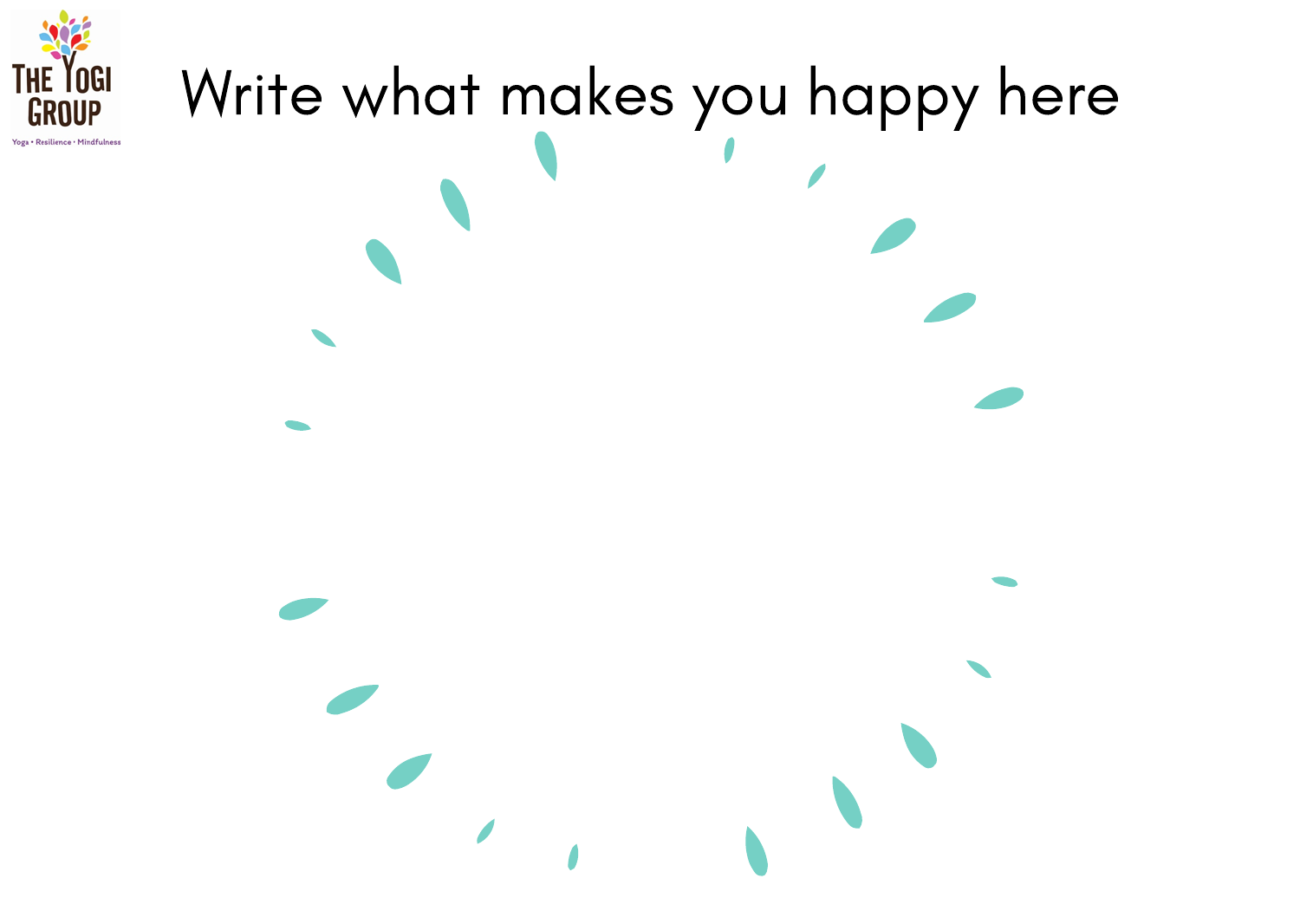# Write what makes you happy here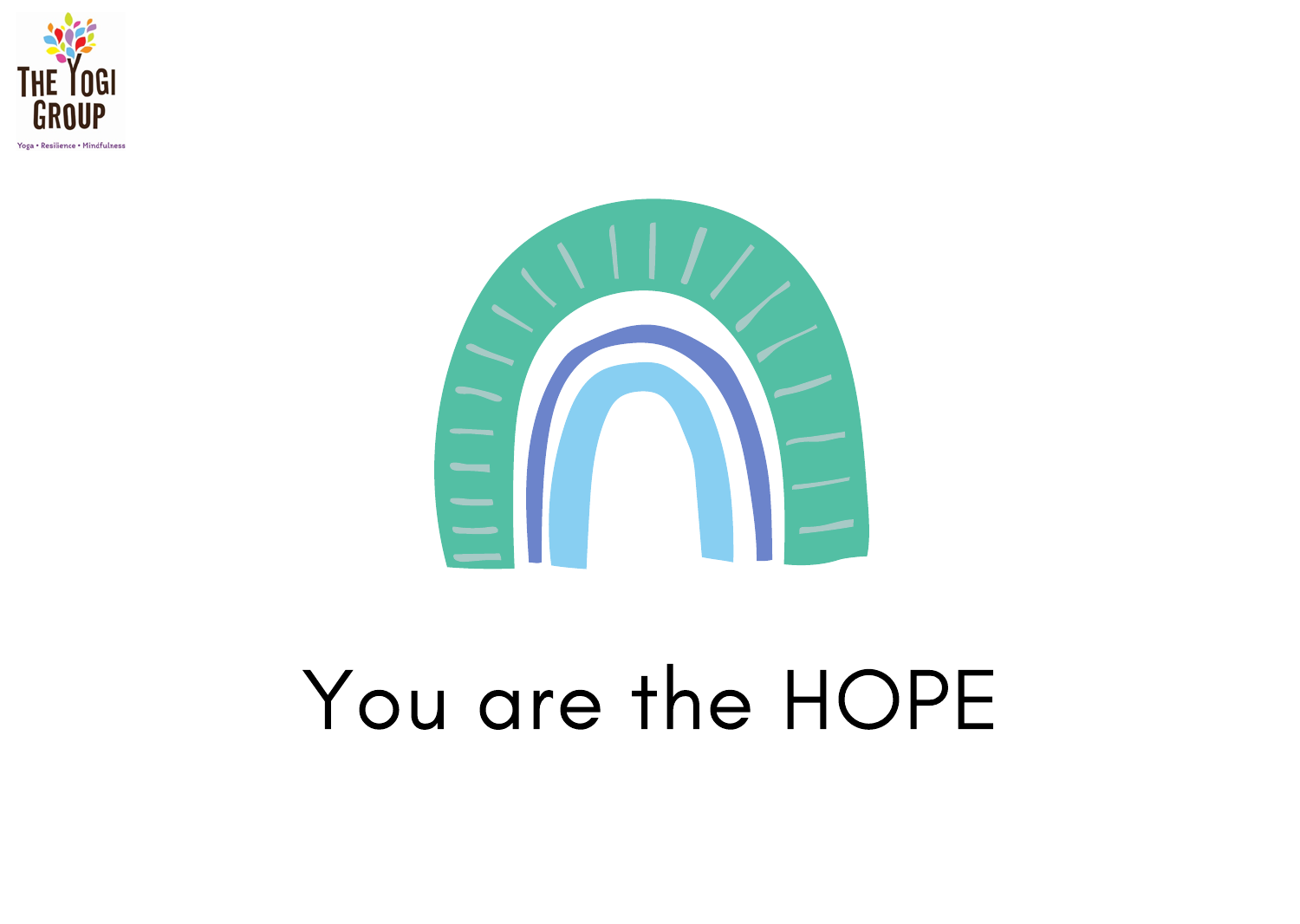You are the HOPE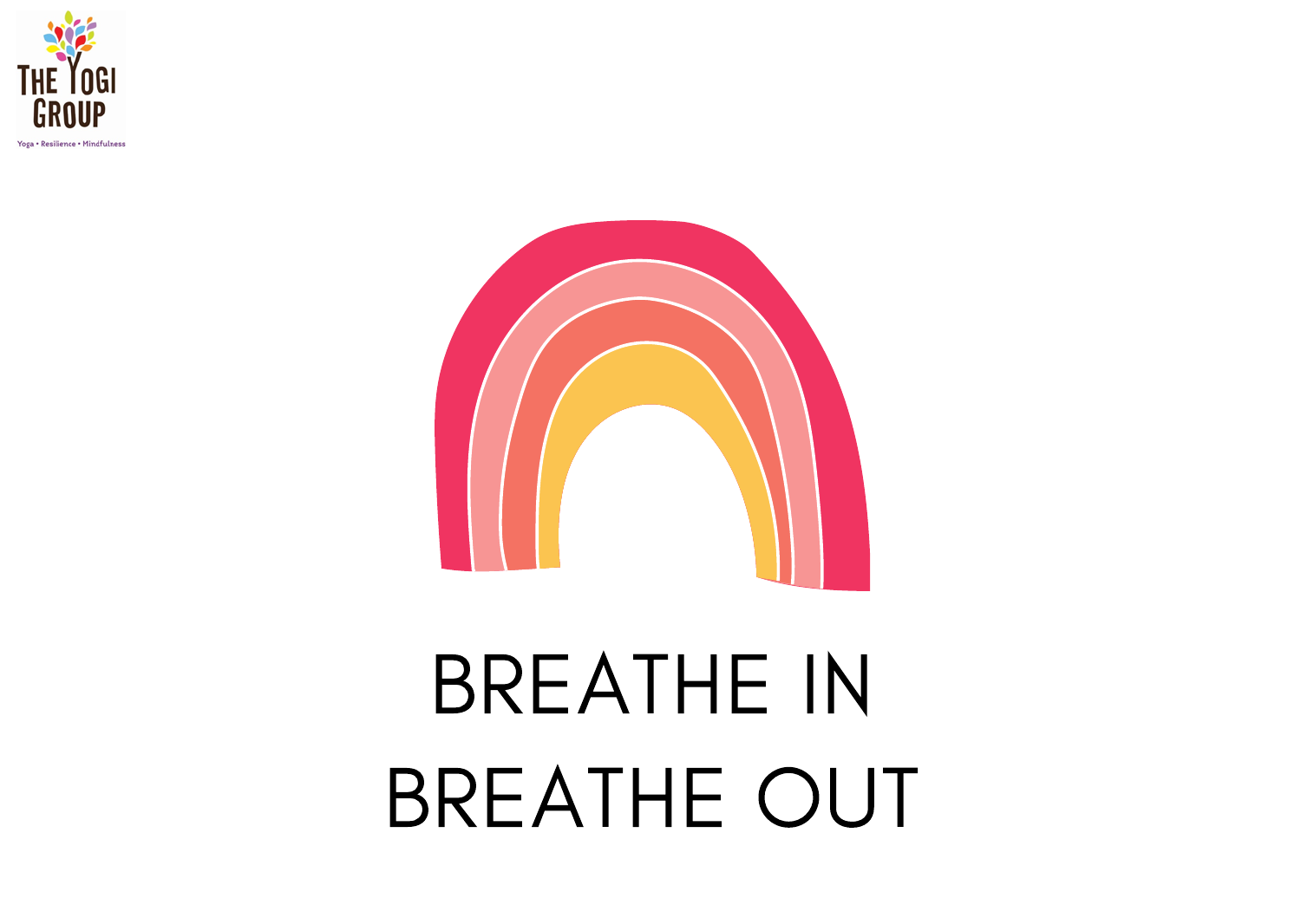BREATHE IN

BREATHE OUT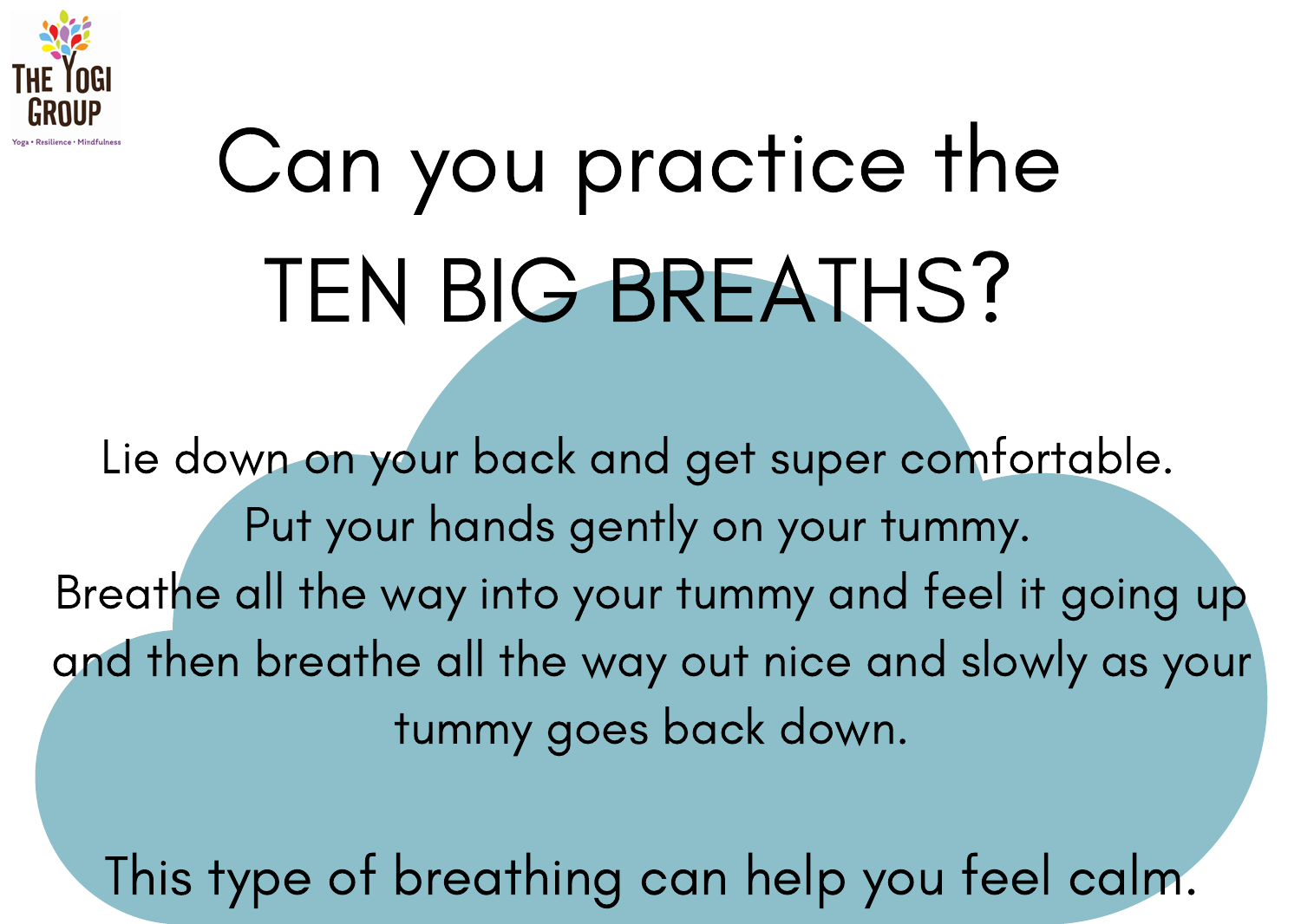# Can you practice the TEN BIG BREATHS?

Lie down on your back and get super comfortable.
Put your hands gently on your tummy.
Breathe all the way into your tummy and feel it going up and then breathe all the way out nice and slowly as your tummy goes back down.

This type of breathing can help you feel calm.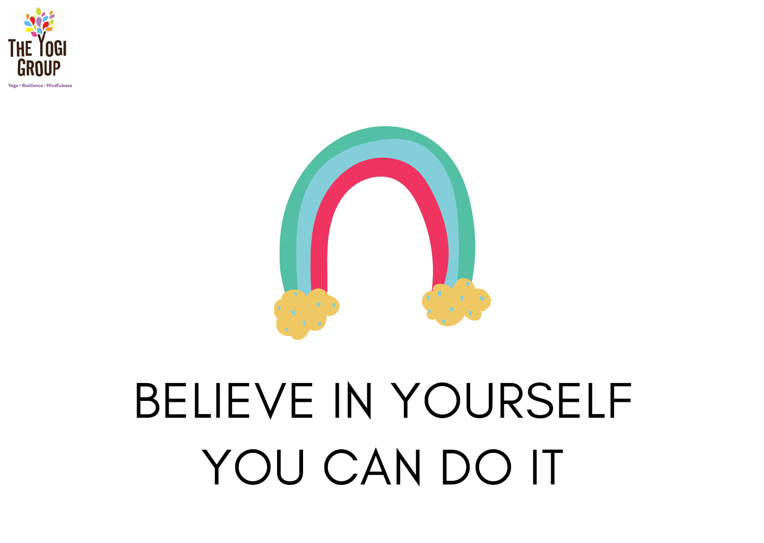BELIEVE IN YOURSELF

YOU CAN DO IT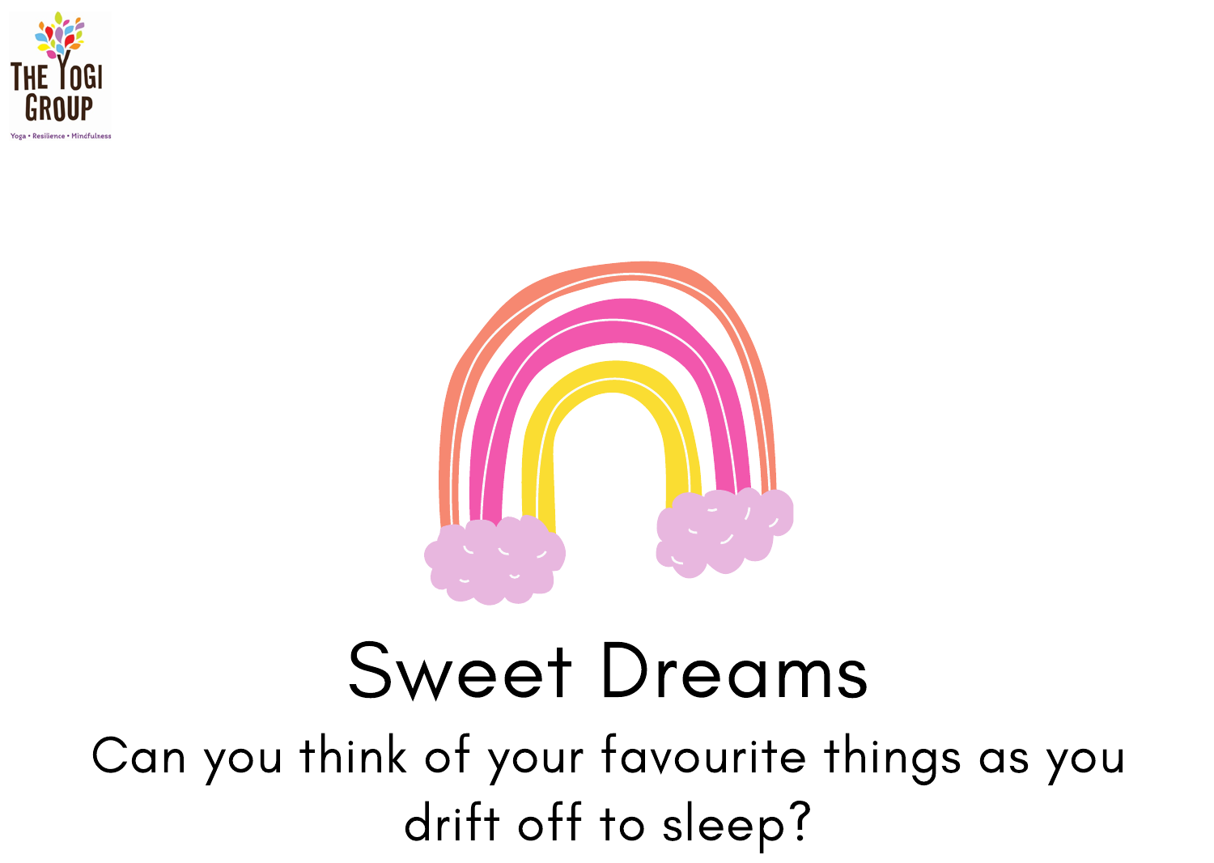# Sweet Dreams

Can you think of your favourite things as you drift off to sleep?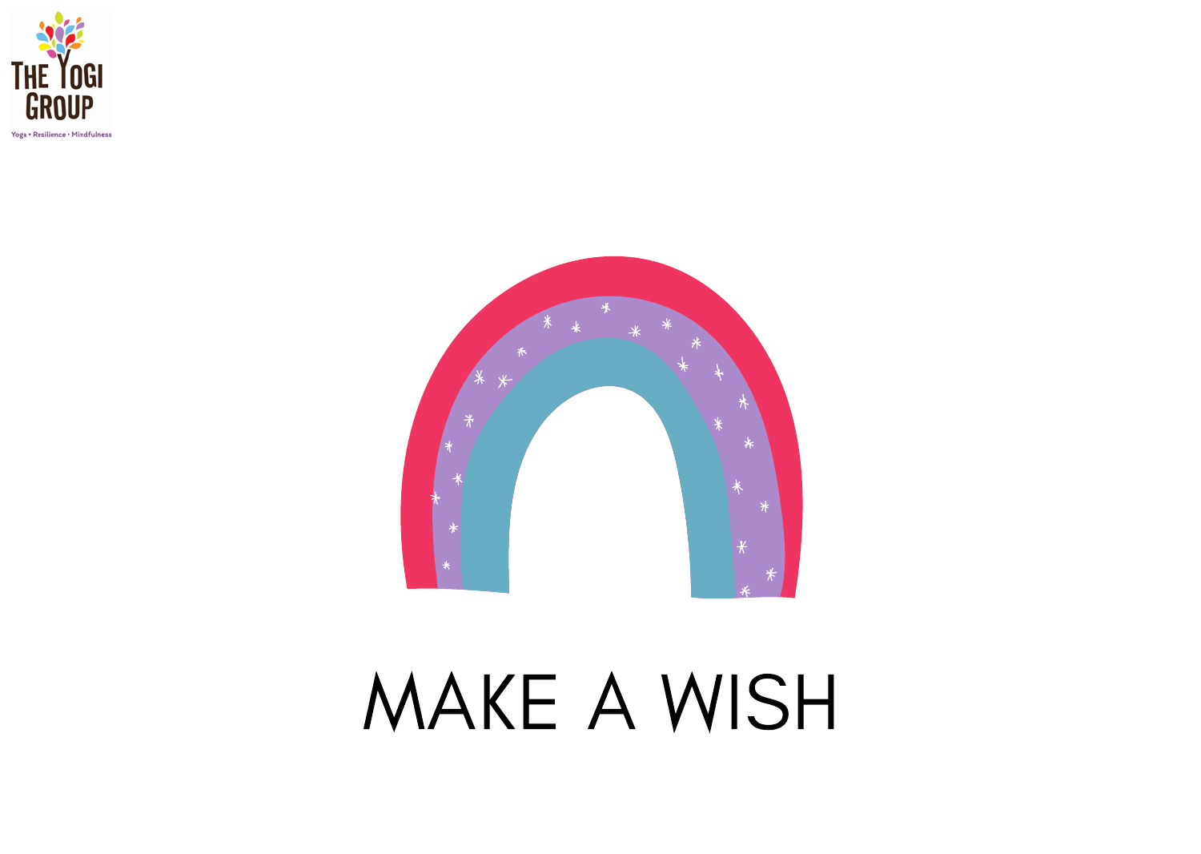# MAKE A WISH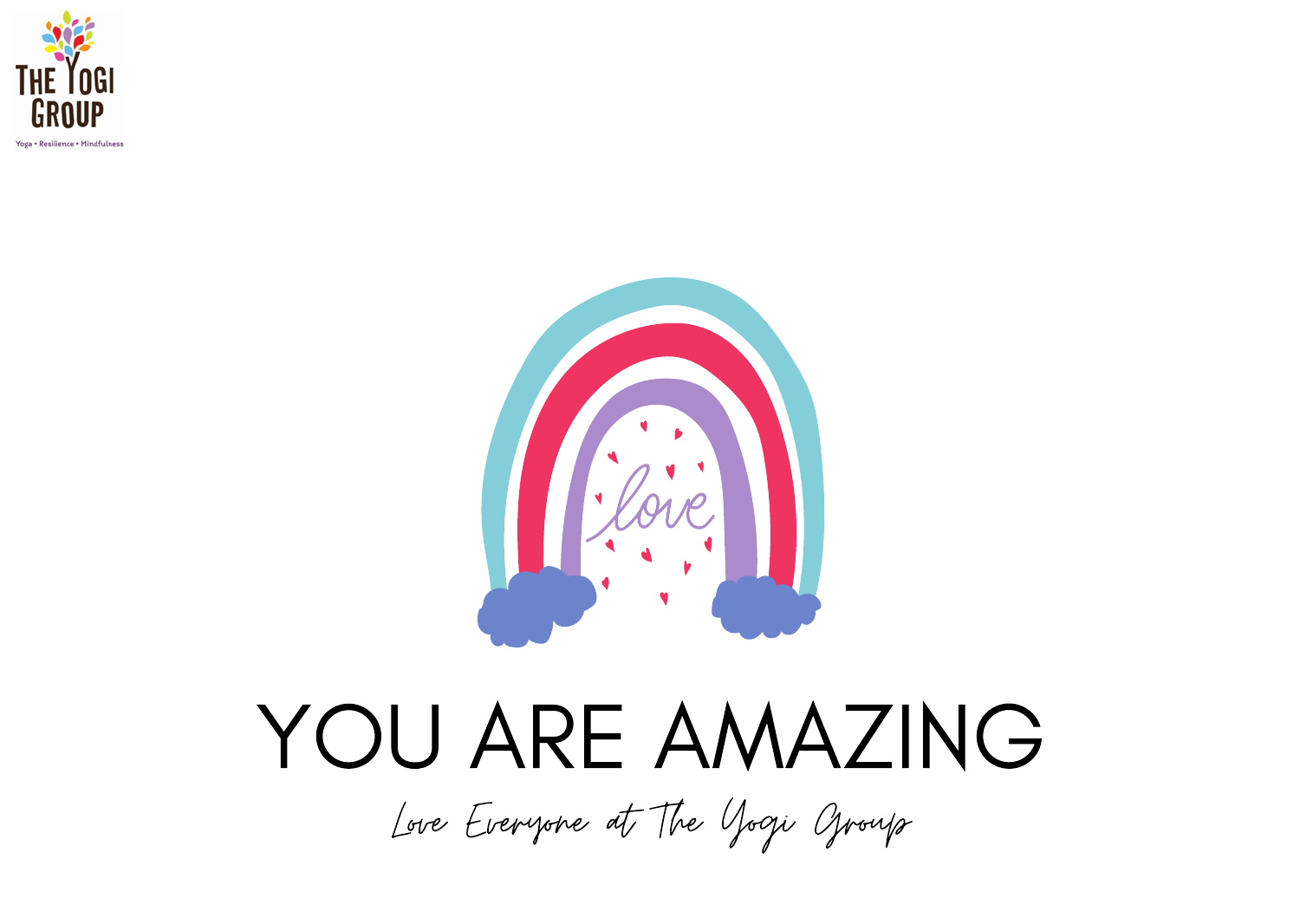# YOU ARE AMAZING

*Love Everyone at The Yogi Group*